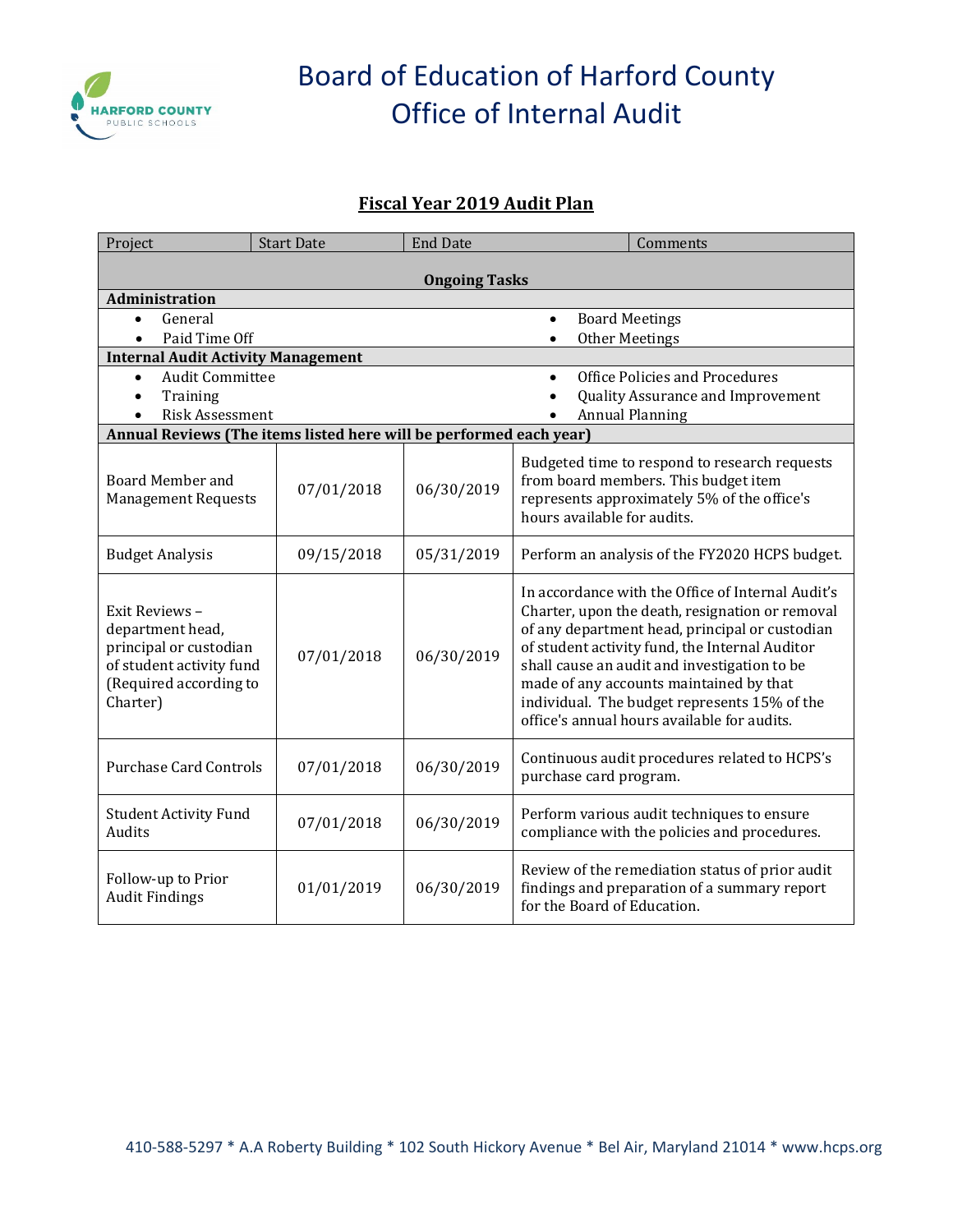# Board of Education of Harford County
## Office of Internal Audit

### Fiscal Year 2019 Audit Plan

| Project | Start Date | End Date | Comments |
|---|---|---|---|
| **Ongoing Tasks** | | | |
| **Administration** | | | |
| • General<br>• Paid Time Off | | | • Board Meetings<br>• Other Meetings |
| **Internal Audit Activity Management** | | | |
| • Audit Committee<br>• Training<br>• Risk Assessment | | | • Office Policies and Procedures<br>• Quality Assurance and Improvement<br>• Annual Planning |
| **Annual Reviews (The items listed here will be performed each year)** | | | |
| Board Member and Management Requests | 07/01/2018 | 06/30/2019 | Budgeted time to respond to research requests from board members. This budget item represents approximately 5% of the office's hours available for audits. |
| Budget Analysis | 09/15/2018 | 05/31/2019 | Perform an analysis of the FY2020 HCPS budget. |
| Exit Reviews – department head, principal or custodian of student activity fund (Required according to Charter) | 07/01/2018 | 06/30/2019 | In accordance with the Office of Internal Audit's Charter, upon the death, resignation or removal of any department head, principal or custodian of student activity fund, the Internal Auditor shall cause an audit and investigation to be made of any accounts maintained by that individual. The budget represents 15% of the office's annual hours available for audits. |
| Purchase Card Controls | 07/01/2018 | 06/30/2019 | Continuous audit procedures related to HCPS's purchase card program. |
| Student Activity Fund Audits | 07/01/2018 | 06/30/2019 | Perform various audit techniques to ensure compliance with the policies and procedures. |
| Follow-up to Prior Audit Findings | 01/01/2019 | 06/30/2019 | Review of the remediation status of prior audit findings and preparation of a summary report for the Board of Education. |

410-588-5297 * A.A Roberty Building * 102 South Hickory Avenue * Bel Air, Maryland 21014 * www.hcps.org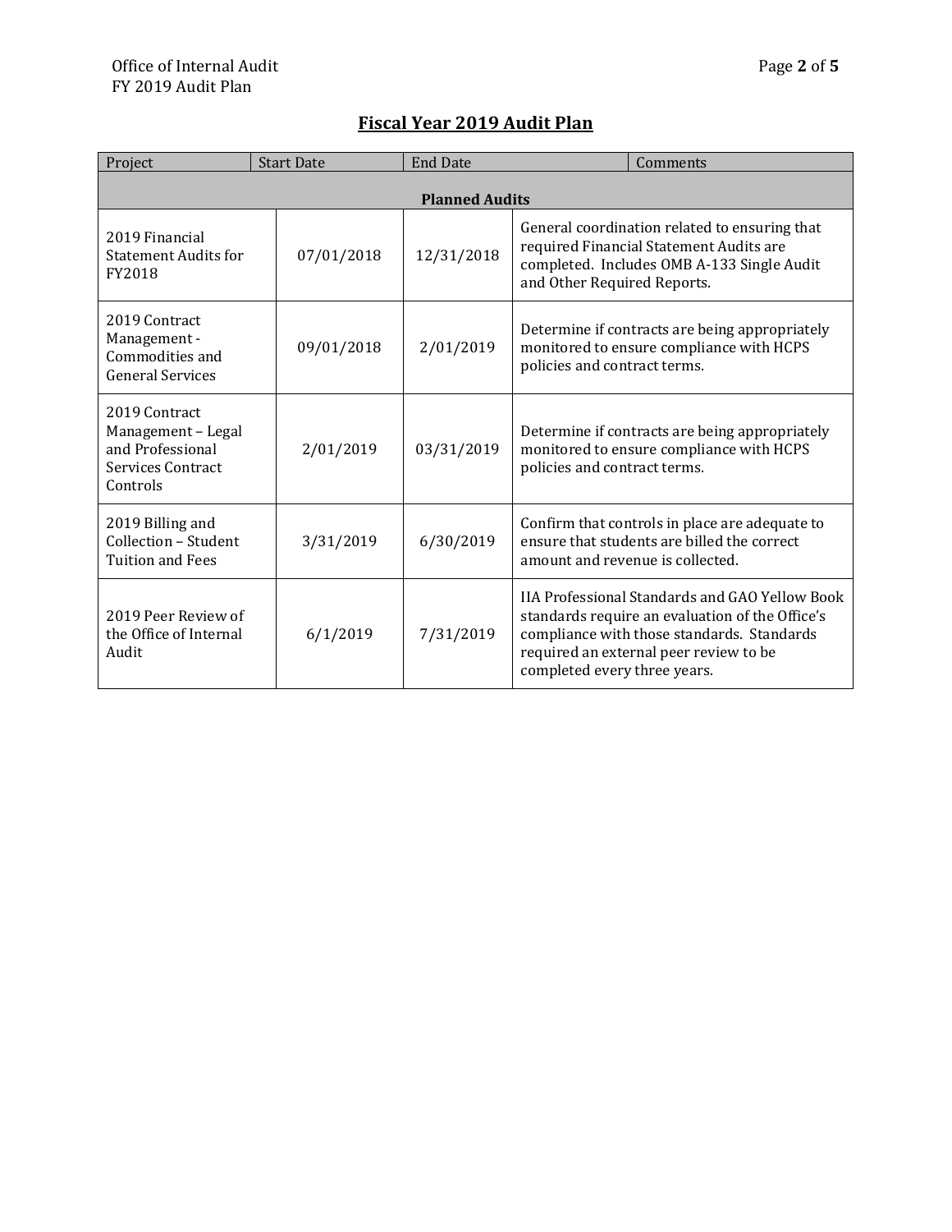# Fiscal Year 2019 Audit Plan

| Project | Start Date | End Date | Comments |
|---|---|---|---|
| **Planned Audits** | | | |
| 2019 Financial Statement Audits for FY2018 | 07/01/2018 | 12/31/2018 | General coordination related to ensuring that required Financial Statement Audits are completed. Includes OMB A-133 Single Audit and Other Required Reports. |
| 2019 Contract Management - Commodities and General Services | 09/01/2018 | 2/01/2019 | Determine if contracts are being appropriately monitored to ensure compliance with HCPS policies and contract terms. |
| 2019 Contract Management – Legal and Professional Services Contract Controls | 2/01/2019 | 03/31/2019 | Determine if contracts are being appropriately monitored to ensure compliance with HCPS policies and contract terms. |
| 2019 Billing and Collection – Student Tuition and Fees | 3/31/2019 | 6/30/2019 | Confirm that controls in place are adequate to ensure that students are billed the correct amount and revenue is collected. |
| 2019 Peer Review of the Office of Internal Audit | 6/1/2019 | 7/31/2019 | IIA Professional Standards and GAO Yellow Book standards require an evaluation of the Office's compliance with those standards. Standards required an external peer review to be completed every three years. |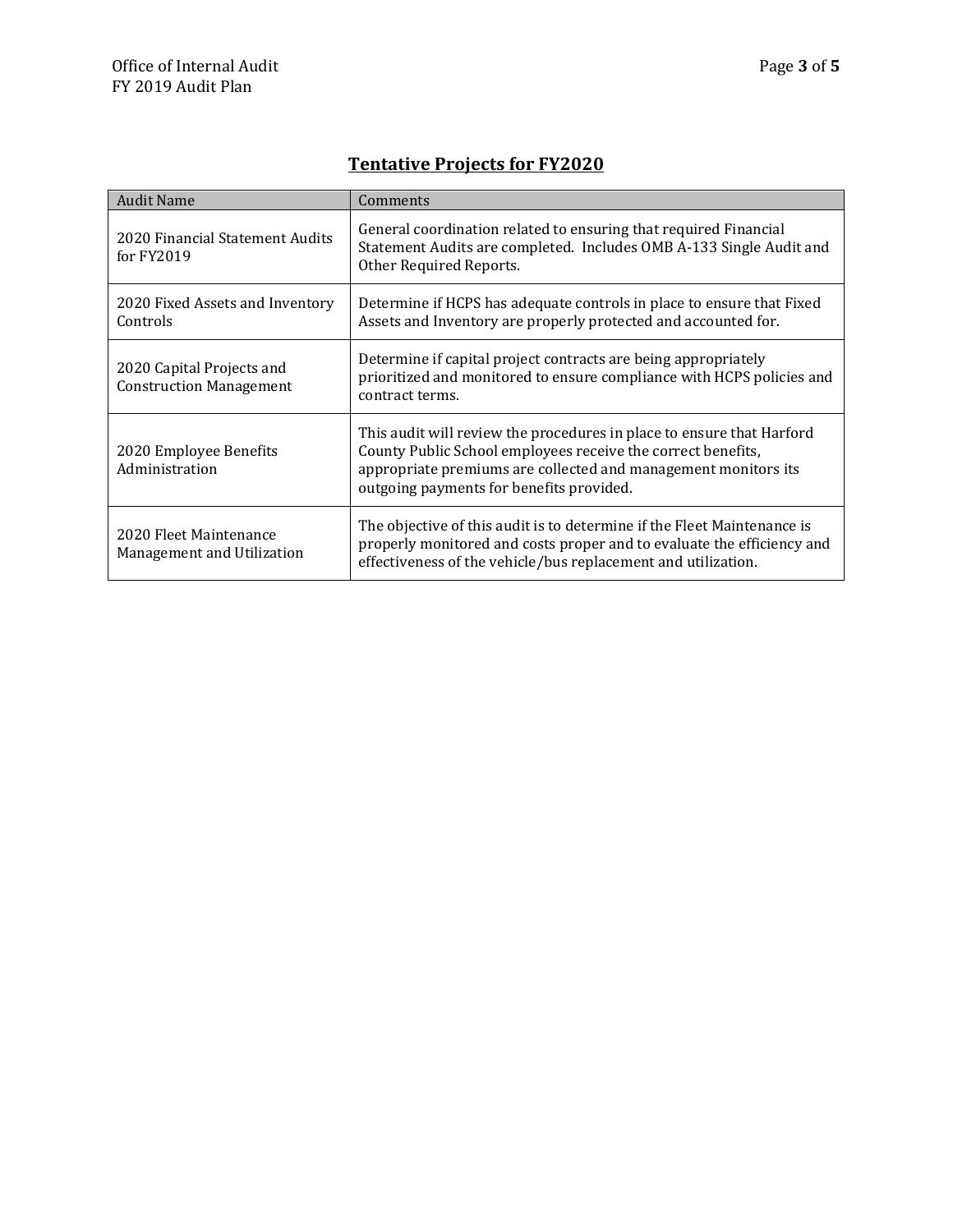## Tentative Projects for FY2020

| Audit Name | Comments |
| --- | --- |
| 2020 Financial Statement Audits for FY2019 | General coordination related to ensuring that required Financial Statement Audits are completed. Includes OMB A-133 Single Audit and Other Required Reports. |
| 2020 Fixed Assets and Inventory Controls | Determine if HCPS has adequate controls in place to ensure that Fixed Assets and Inventory are properly protected and accounted for. |
| 2020 Capital Projects and Construction Management | Determine if capital project contracts are being appropriately prioritized and monitored to ensure compliance with HCPS policies and contract terms. |
| 2020 Employee Benefits Administration | This audit will review the procedures in place to ensure that Harford County Public School employees receive the correct benefits, appropriate premiums are collected and management monitors its outgoing payments for benefits provided. |
| 2020 Fleet Maintenance Management and Utilization | The objective of this audit is to determine if the Fleet Maintenance is properly monitored and costs proper and to evaluate the efficiency and effectiveness of the vehicle/bus replacement and utilization. |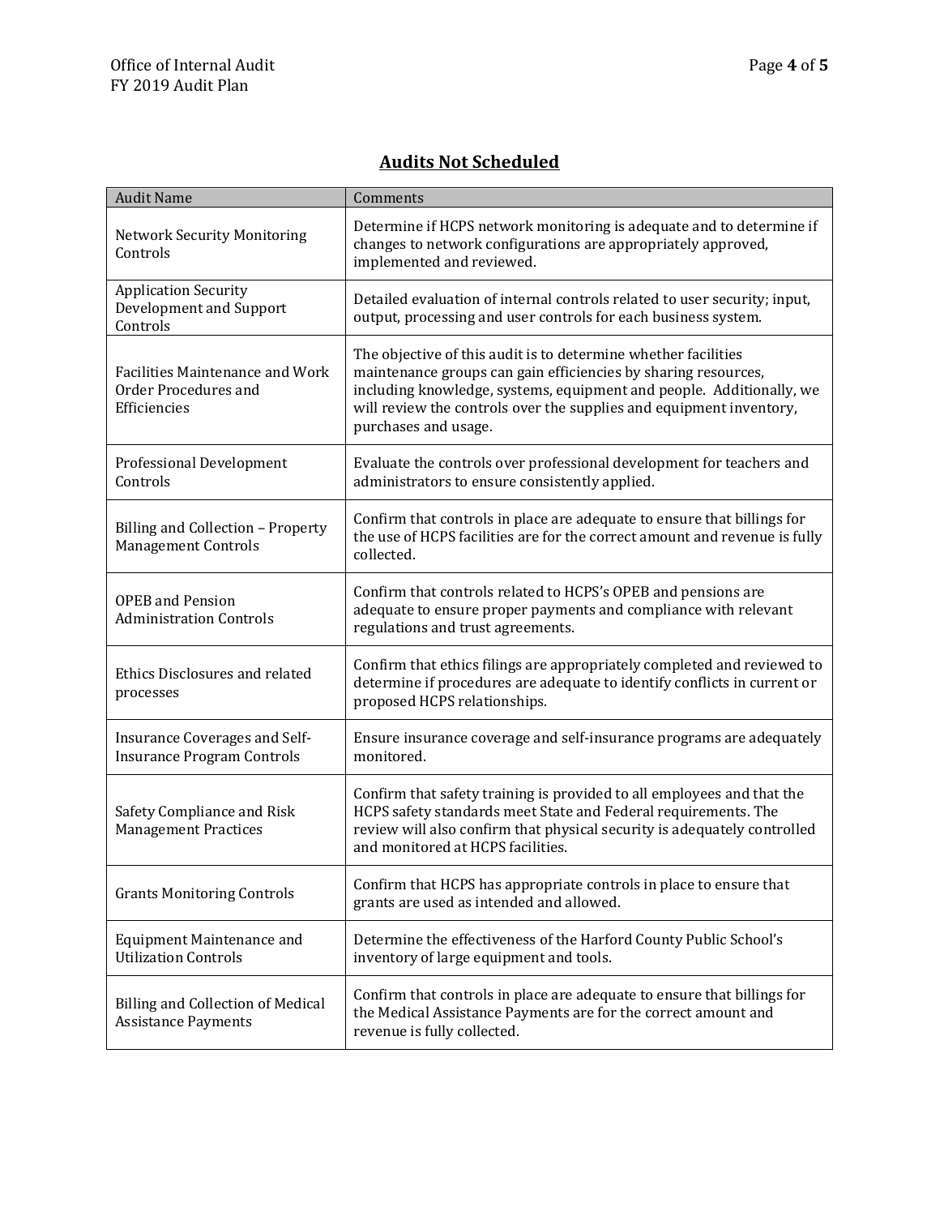## **Audits Not Scheduled**

| Audit Name | Comments |
|---|---|
| Network Security Monitoring Controls | Determine if HCPS network monitoring is adequate and to determine if changes to network configurations are appropriately approved, implemented and reviewed. |
| Application Security Development and Support Controls | Detailed evaluation of internal controls related to user security; input, output, processing and user controls for each business system. |
| Facilities Maintenance and Work Order Procedures and Efficiencies | The objective of this audit is to determine whether facilities maintenance groups can gain efficiencies by sharing resources, including knowledge, systems, equipment and people. Additionally, we will review the controls over the supplies and equipment inventory, purchases and usage. |
| Professional Development Controls | Evaluate the controls over professional development for teachers and administrators to ensure consistently applied. |
| Billing and Collection – Property Management Controls | Confirm that controls in place are adequate to ensure that billings for the use of HCPS facilities are for the correct amount and revenue is fully collected. |
| OPEB and Pension Administration Controls | Confirm that controls related to HCPS's OPEB and pensions are adequate to ensure proper payments and compliance with relevant regulations and trust agreements. |
| Ethics Disclosures and related processes | Confirm that ethics filings are appropriately completed and reviewed to determine if procedures are adequate to identify conflicts in current or proposed HCPS relationships. |
| Insurance Coverages and Self-Insurance Program Controls | Ensure insurance coverage and self-insurance programs are adequately monitored. |
| Safety Compliance and Risk Management Practices | Confirm that safety training is provided to all employees and that the HCPS safety standards meet State and Federal requirements. The review will also confirm that physical security is adequately controlled and monitored at HCPS facilities. |
| Grants Monitoring Controls | Confirm that HCPS has appropriate controls in place to ensure that grants are used as intended and allowed. |
| Equipment Maintenance and Utilization Controls | Determine the effectiveness of the Harford County Public School's inventory of large equipment and tools. |
| Billing and Collection of Medical Assistance Payments | Confirm that controls in place are adequate to ensure that billings for the Medical Assistance Payments are for the correct amount and revenue is fully collected. |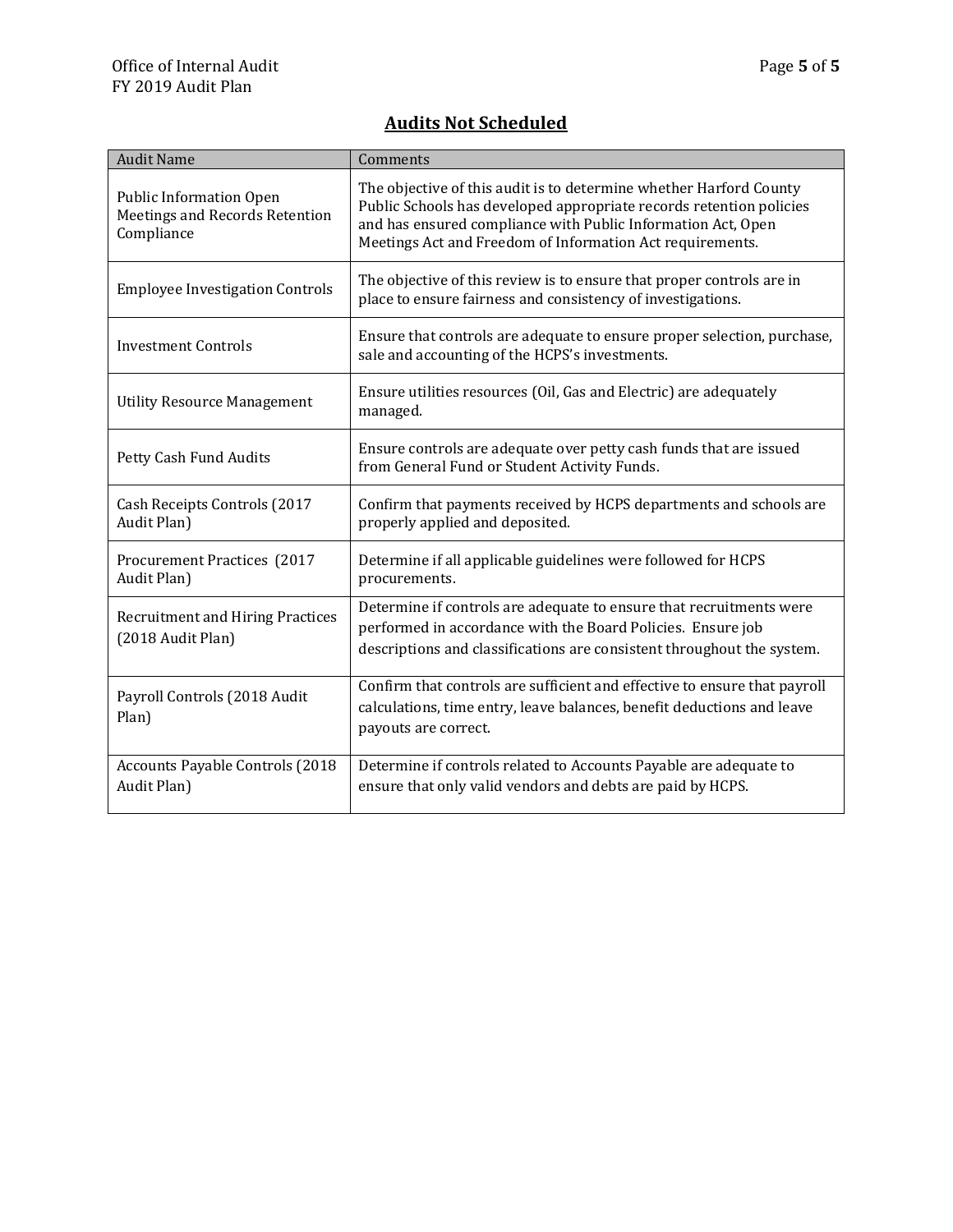## Audits Not Scheduled

| Audit Name | Comments |
|---|---|
| Public Information Open Meetings and Records Retention Compliance | The objective of this audit is to determine whether Harford County Public Schools has developed appropriate records retention policies and has ensured compliance with Public Information Act, Open Meetings Act and Freedom of Information Act requirements. |
| Employee Investigation Controls | The objective of this review is to ensure that proper controls are in place to ensure fairness and consistency of investigations. |
| Investment Controls | Ensure that controls are adequate to ensure proper selection, purchase, sale and accounting of the HCPS's investments. |
| Utility Resource Management | Ensure utilities resources (Oil, Gas and Electric) are adequately managed. |
| Petty Cash Fund Audits | Ensure controls are adequate over petty cash funds that are issued from General Fund or Student Activity Funds. |
| Cash Receipts Controls (2017 Audit Plan) | Confirm that payments received by HCPS departments and schools are properly applied and deposited. |
| Procurement Practices (2017 Audit Plan) | Determine if all applicable guidelines were followed for HCPS procurements. |
| Recruitment and Hiring Practices (2018 Audit Plan) | Determine if controls are adequate to ensure that recruitments were performed in accordance with the Board Policies. Ensure job descriptions and classifications are consistent throughout the system. |
| Payroll Controls (2018 Audit Plan) | Confirm that controls are sufficient and effective to ensure that payroll calculations, time entry, leave balances, benefit deductions and leave payouts are correct. |
| Accounts Payable Controls (2018 Audit Plan) | Determine if controls related to Accounts Payable are adequate to ensure that only valid vendors and debts are paid by HCPS. |